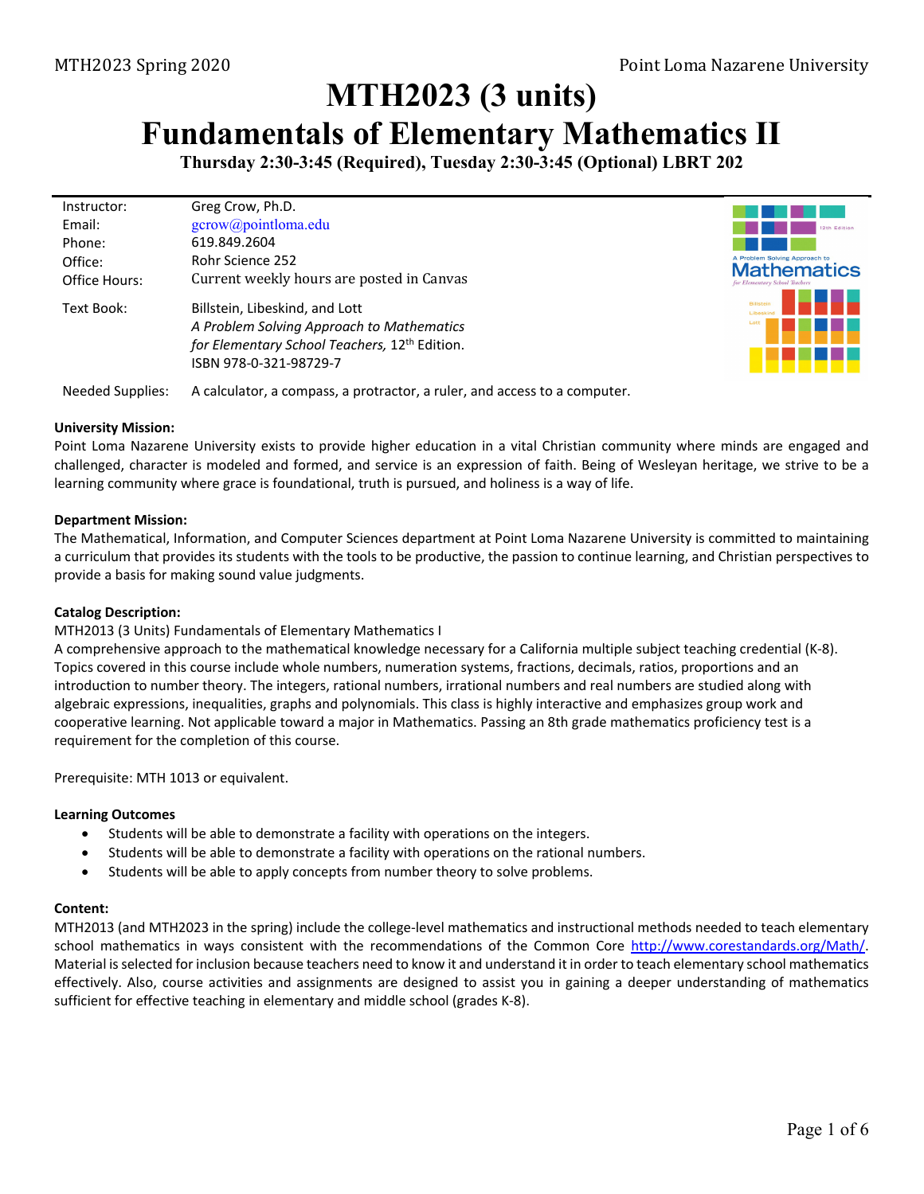# MTH2023 (3 units)

# Fundamentals of Elementary Mathematics II

**Thursday 2:30-3:45 (Required), Tuesday 2:30-3:45 (Optional) LBRT 202**

| | |
|---|---|
| Instructor: | Greg Crow, Ph.D. |
| Email: | gcrow@pointloma.edu |
| Phone: | 619.849.2604 |
| Office: | Rohr Science 252 |
| Office Hours: | Current weekly hours are posted in Canvas |
| Text Book: | Billstein, Libeskind, and Lott<br>*A Problem Solving Approach to Mathematics for Elementary School Teachers,* 12th Edition.<br>ISBN 978-0-321-98729-7 |
| Needed Supplies: | A calculator, a compass, a protractor, a ruler, and access to a computer. |

**University Mission:**

Point Loma Nazarene University exists to provide higher education in a vital Christian community where minds are engaged and challenged, character is modeled and formed, and service is an expression of faith. Being of Wesleyan heritage, we strive to be a learning community where grace is foundational, truth is pursued, and holiness is a way of life.

**Department Mission:**

The Mathematical, Information, and Computer Sciences department at Point Loma Nazarene University is committed to maintaining a curriculum that provides its students with the tools to be productive, the passion to continue learning, and Christian perspectives to provide a basis for making sound value judgments.

**Catalog Description:**

MTH2013 (3 Units) Fundamentals of Elementary Mathematics I

A comprehensive approach to the mathematical knowledge necessary for a California multiple subject teaching credential (K-8). Topics covered in this course include whole numbers, numeration systems, fractions, decimals, ratios, proportions and an introduction to number theory. The integers, rational numbers, irrational numbers and real numbers are studied along with algebraic expressions, inequalities, graphs and polynomials. This class is highly interactive and emphasizes group work and cooperative learning. Not applicable toward a major in Mathematics. Passing an 8th grade mathematics proficiency test is a requirement for the completion of this course.

Prerequisite: MTH 1013 or equivalent.

**Learning Outcomes**

- Students will be able to demonstrate a facility with operations on the integers.
- Students will be able to demonstrate a facility with operations on the rational numbers.
- Students will be able to apply concepts from number theory to solve problems.

**Content:**

MTH2013 (and MTH2023 in the spring) include the college-level mathematics and instructional methods needed to teach elementary school mathematics in ways consistent with the recommendations of the Common Core http://www.corestandards.org/Math/. Material is selected for inclusion because teachers need to know it and understand it in order to teach elementary school mathematics effectively. Also, course activities and assignments are designed to assist you in gaining a deeper understanding of mathematics sufficient for effective teaching in elementary and middle school (grades K-8).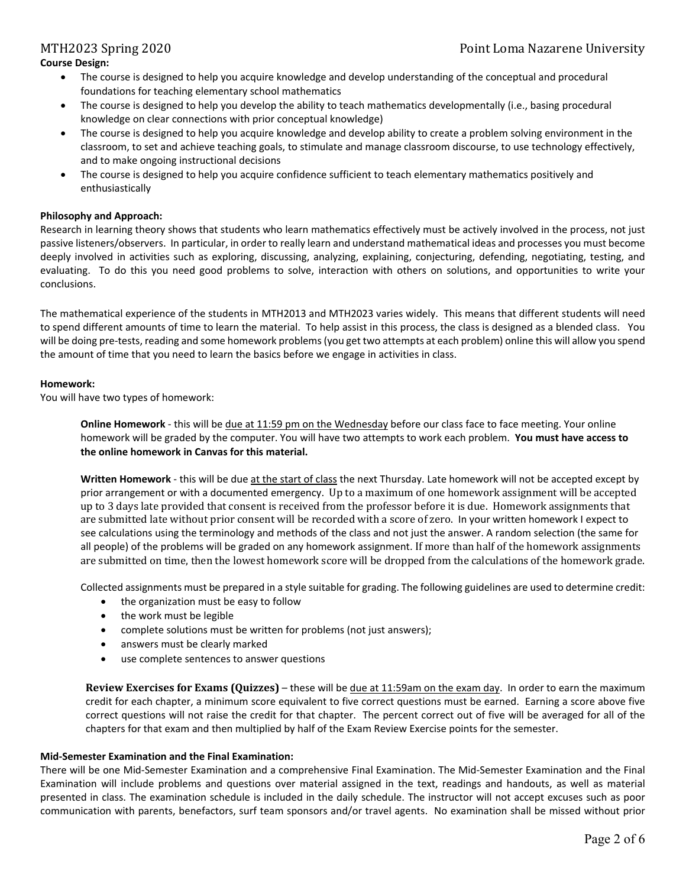**Course Design:**

- The course is designed to help you acquire knowledge and develop understanding of the conceptual and procedural foundations for teaching elementary school mathematics
- The course is designed to help you develop the ability to teach mathematics developmentally (i.e., basing procedural knowledge on clear connections with prior conceptual knowledge)
- The course is designed to help you acquire knowledge and develop ability to create a problem solving environment in the classroom, to set and achieve teaching goals, to stimulate and manage classroom discourse, to use technology effectively, and to make ongoing instructional decisions
- The course is designed to help you acquire confidence sufficient to teach elementary mathematics positively and enthusiastically

**Philosophy and Approach:**

Research in learning theory shows that students who learn mathematics effectively must be actively involved in the process, not just passive listeners/observers. In particular, in order to really learn and understand mathematical ideas and processes you must become deeply involved in activities such as exploring, discussing, analyzing, explaining, conjecturing, defending, negotiating, testing, and evaluating. To do this you need good problems to solve, interaction with others on solutions, and opportunities to write your conclusions.

The mathematical experience of the students in MTH2013 and MTH2023 varies widely. This means that different students will need to spend different amounts of time to learn the material. To help assist in this process, the class is designed as a blended class. You will be doing pre-tests, reading and some homework problems (you get two attempts at each problem) online this will allow you spend the amount of time that you need to learn the basics before we engage in activities in class.

**Homework:**

You will have two types of homework:

> **Online Homework** - this will be due at 11:59 pm on the Wednesday before our class face to face meeting. Your online homework will be graded by the computer. You will have two attempts to work each problem. **You must have access to the online homework in Canvas for this material.**
>
> **Written Homework** - this will be due at the start of class the next Thursday. Late homework will not be accepted except by prior arrangement or with a documented emergency. Up to a maximum of one homework assignment will be accepted up to 3 days late provided that consent is received from the professor before it is due. Homework assignments that are submitted late without prior consent will be recorded with a score of zero. In your written homework I expect to see calculations using the terminology and methods of the class and not just the answer. A random selection (the same for all people) of the problems will be graded on any homework assignment. If more than half of the homework assignments are submitted on time, then the lowest homework score will be dropped from the calculations of the homework grade.
>
> Collected assignments must be prepared in a style suitable for grading. The following guidelines are used to determine credit:
>
> - the organization must be easy to follow
> - the work must be legible
> - complete solutions must be written for problems (not just answers);
> - answers must be clearly marked
> - use complete sentences to answer questions
>
> **Review Exercises for Exams (Quizzes)** – these will be due at 11:59am on the exam day. In order to earn the maximum credit for each chapter, a minimum score equivalent to five correct questions must be earned. Earning a score above five correct questions will not raise the credit for that chapter. The percent correct out of five will be averaged for all of the chapters for that exam and then multiplied by half of the Exam Review Exercise points for the semester.

**Mid-Semester Examination and the Final Examination:**

There will be one Mid-Semester Examination and a comprehensive Final Examination. The Mid-Semester Examination and the Final Examination will include problems and questions over material assigned in the text, readings and handouts, as well as material presented in class. The examination schedule is included in the daily schedule. The instructor will not accept excuses such as poor communication with parents, benefactors, surf team sponsors and/or travel agents. No examination shall be missed without prior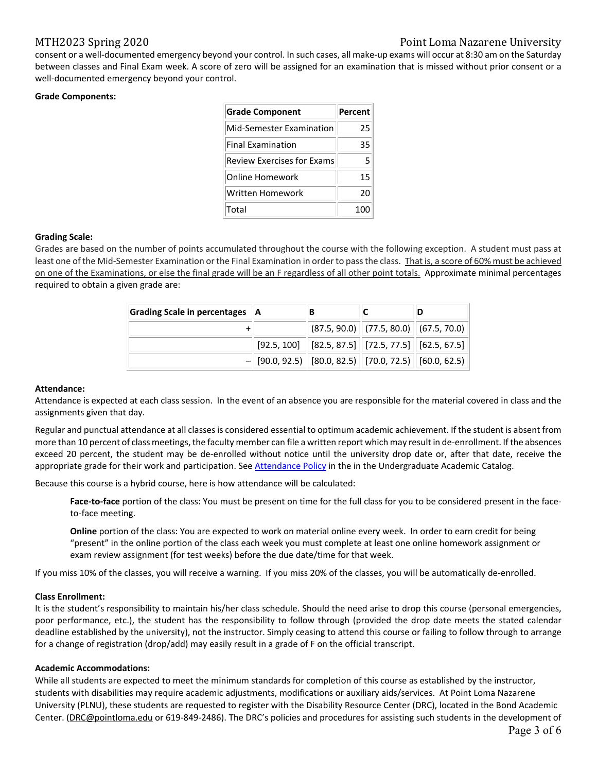consent or a well-documented emergency beyond your control. In such cases, all make-up exams will occur at 8:30 am on the Saturday between classes and Final Exam week. A score of zero will be assigned for an examination that is missed without prior consent or a well-documented emergency beyond your control.

**Grade Components:**

| Grade Component | Percent |
|---|---|
| Mid-Semester Examination | 25 |
| Final Examination | 35 |
| Review Exercises for Exams | 5 |
| Online Homework | 15 |
| Written Homework | 20 |
| Total | 100 |

**Grading Scale:**

Grades are based on the number of points accumulated throughout the course with the following exception. A student must pass at least one of the Mid-Semester Examination or the Final Examination in order to pass the class. <u>That is, a score of 60% must be achieved on one of the Examinations, or else the final grade will be an F regardless of all other point totals.</u> Approximate minimal percentages required to obtain a given grade are:

| Grading Scale in percentages | A | B | C | D |
|---|---|---|---|---|
| + | | (87.5, 90.0) | (77.5, 80.0) | (67.5, 70.0) |
| | [92.5, 100] | [82.5, 87.5] | [72.5, 77.5] | [62.5, 67.5] |
| − | [90.0, 92.5) | [80.0, 82.5) | [70.0, 72.5) | [60.0, 62.5) |

**Attendance:**

Attendance is expected at each class session. In the event of an absence you are responsible for the material covered in class and the assignments given that day.

Regular and punctual attendance at all classes is considered essential to optimum academic achievement. If the student is absent from more than 10 percent of class meetings, the faculty member can file a written report which may result in de-enrollment. If the absences exceed 20 percent, the student may be de-enrolled without notice until the university drop date or, after that date, receive the appropriate grade for their work and participation. See [Attendance Policy](Attendance Policy) in the in the Undergraduate Academic Catalog.

Because this course is a hybrid course, here is how attendance will be calculated:

> **Face-to-face** portion of the class: You must be present on time for the full class for you to be considered present in the face-to-face meeting.
>
> **Online** portion of the class: You are expected to work on material online every week. In order to earn credit for being "present" in the online portion of the class each week you must complete at least one online homework assignment or exam review assignment (for test weeks) before the due date/time for that week.

If you miss 10% of the classes, you will receive a warning. If you miss 20% of the classes, you will be automatically de-enrolled.

**Class Enrollment:**

It is the student's responsibility to maintain his/her class schedule. Should the need arise to drop this course (personal emergencies, poor performance, etc.), the student has the responsibility to follow through (provided the drop date meets the stated calendar deadline established by the university), not the instructor. Simply ceasing to attend this course or failing to follow through to arrange for a change of registration (drop/add) may easily result in a grade of F on the official transcript.

**Academic Accommodations:**

While all students are expected to meet the minimum standards for completion of this course as established by the instructor, students with disabilities may require academic adjustments, modifications or auxiliary aids/services. At Point Loma Nazarene University (PLNU), these students are requested to register with the Disability Resource Center (DRC), located in the Bond Academic Center. (DRC@pointloma.edu or 619-849-2486). The DRC's policies and procedures for assisting such students in the development of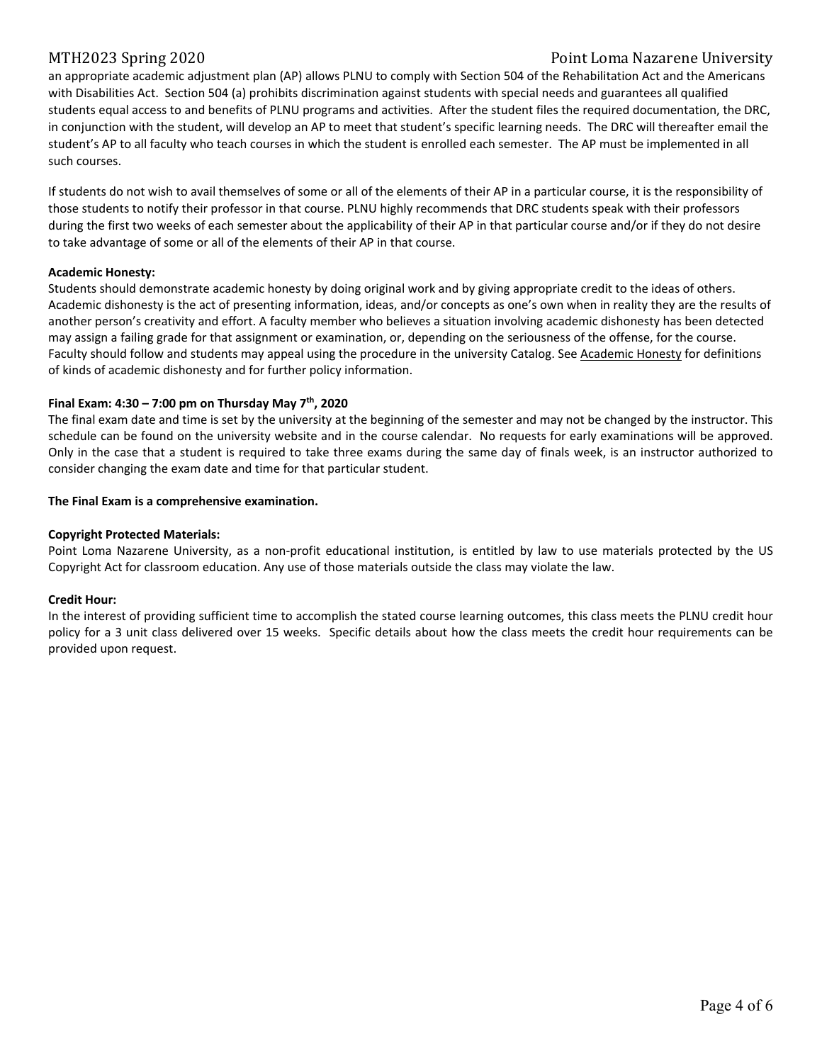an appropriate academic adjustment plan (AP) allows PLNU to comply with Section 504 of the Rehabilitation Act and the Americans with Disabilities Act. Section 504 (a) prohibits discrimination against students with special needs and guarantees all qualified students equal access to and benefits of PLNU programs and activities. After the student files the required documentation, the DRC, in conjunction with the student, will develop an AP to meet that student's specific learning needs. The DRC will thereafter email the student's AP to all faculty who teach courses in which the student is enrolled each semester. The AP must be implemented in all such courses.

If students do not wish to avail themselves of some or all of the elements of their AP in a particular course, it is the responsibility of those students to notify their professor in that course. PLNU highly recommends that DRC students speak with their professors during the first two weeks of each semester about the applicability of their AP in that particular course and/or if they do not desire to take advantage of some or all of the elements of their AP in that course.

**Academic Honesty:**
Students should demonstrate academic honesty by doing original work and by giving appropriate credit to the ideas of others. Academic dishonesty is the act of presenting information, ideas, and/or concepts as one's own when in reality they are the results of another person's creativity and effort. A faculty member who believes a situation involving academic dishonesty has been detected may assign a failing grade for that assignment or examination, or, depending on the seriousness of the offense, for the course. Faculty should follow and students may appeal using the procedure in the university Catalog. See Academic Honesty for definitions of kinds of academic dishonesty and for further policy information.

**Final Exam: 4:30 – 7:00 pm on Thursday May 7th, 2020**
The final exam date and time is set by the university at the beginning of the semester and may not be changed by the instructor. This schedule can be found on the university website and in the course calendar. No requests for early examinations will be approved. Only in the case that a student is required to take three exams during the same day of finals week, is an instructor authorized to consider changing the exam date and time for that particular student.

**The Final Exam is a comprehensive examination.**

**Copyright Protected Materials:**
Point Loma Nazarene University, as a non-profit educational institution, is entitled by law to use materials protected by the US Copyright Act for classroom education. Any use of those materials outside the class may violate the law.

**Credit Hour:**
In the interest of providing sufficient time to accomplish the stated course learning outcomes, this class meets the PLNU credit hour policy for a 3 unit class delivered over 15 weeks. Specific details about how the class meets the credit hour requirements can be provided upon request.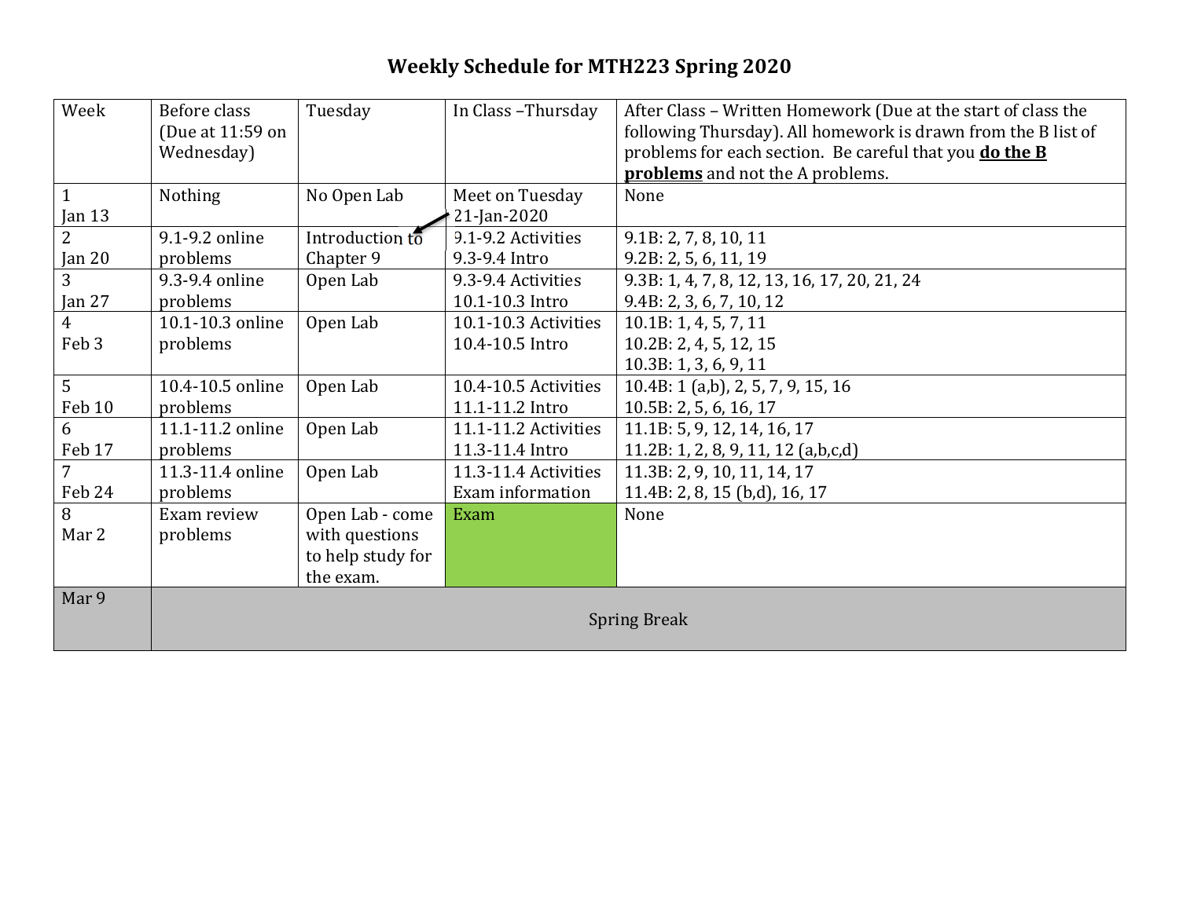# Weekly Schedule for MTH223 Spring 2020

| Week | Before class (Due at 11:59 on Wednesday) | Tuesday | In Class –Thursday | After Class – Written Homework (Due at the start of class the following Thursday). All homework is drawn from the B list of problems for each section. Be careful that you **do the B problems** and not the A problems. |
|---|---|---|---|---|
| 1<br>Jan 13 | Nothing | No Open Lab | Meet on Tuesday 21-Jan-2020 | None |
| 2<br>Jan 20 | 9.1-9.2 online problems | Introduction to Chapter 9 | 9.1-9.2 Activities<br>9.3-9.4 Intro | 9.1B: 2, 7, 8, 10, 11<br>9.2B: 2, 5, 6, 11, 19 |
| 3<br>Jan 27 | 9.3-9.4 online problems | Open Lab | 9.3-9.4 Activities<br>10.1-10.3 Intro | 9.3B: 1, 4, 7, 8, 12, 13, 16, 17, 20, 21, 24<br>9.4B: 2, 3, 6, 7, 10, 12 |
| 4<br>Feb 3 | 10.1-10.3 online problems | Open Lab | 10.1-10.3 Activities<br>10.4-10.5 Intro | 10.1B: 1, 4, 5, 7, 11<br>10.2B: 2, 4, 5, 12, 15<br>10.3B: 1, 3, 6, 9, 11 |
| 5<br>Feb 10 | 10.4-10.5 online problems | Open Lab | 10.4-10.5 Activities<br>11.1-11.2 Intro | 10.4B: 1 (a,b), 2, 5, 7, 9, 15, 16<br>10.5B: 2, 5, 6, 16, 17 |
| 6<br>Feb 17 | 11.1-11.2 online problems | Open Lab | 11.1-11.2 Activities<br>11.3-11.4 Intro | 11.1B: 5, 9, 12, 14, 16, 17<br>11.2B: 1, 2, 8, 9, 11, 12 (a,b,c,d) |
| 7<br>Feb 24 | 11.3-11.4 online problems | Open Lab | 11.3-11.4 Activities<br>Exam information | 11.3B: 2, 9, 10, 11, 14, 17<br>11.4B: 2, 8, 15 (b,d), 16, 17 |
| 8<br>Mar 2 | Exam review problems | Open Lab - come with questions to help study for the exam. | Exam | None |
| Mar 9 | Spring Break | | | |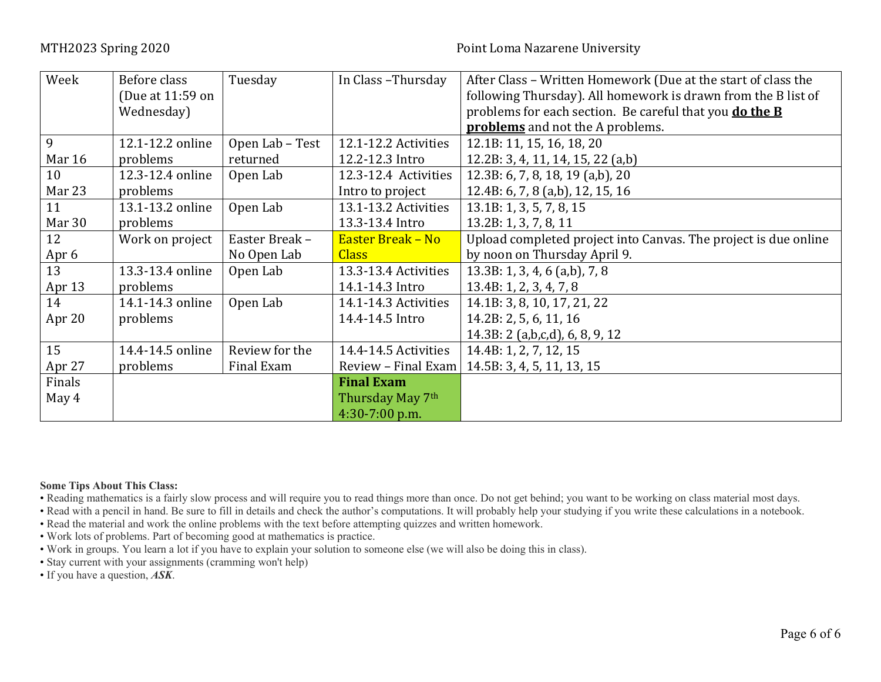| Week | Before class (Due at 11:59 on Wednesday) | Tuesday | In Class –Thursday | After Class – Written Homework (Due at the start of class the following Thursday). All homework is drawn from the B list of problems for each section. Be careful that you **do the B problems** and not the A problems. |
|---|---|---|---|---|
| 9 Mar 16 | 12.1-12.2 online problems | Open Lab – Test returned | 12.1-12.2 Activities 12.2-12.3 Intro | 12.1B: 11, 15, 16, 18, 20 12.2B: 3, 4, 11, 14, 15, 22 (a,b) |
| 10 Mar 23 | 12.3-12.4 online problems | Open Lab | 12.3-12.4 Activities Intro to project | 12.3B: 6, 7, 8, 18, 19 (a,b), 20 12.4B: 6, 7, 8 (a,b), 12, 15, 16 |
| 11 Mar 30 | 13.1-13.2 online problems | Open Lab | 13.1-13.2 Activities 13.3-13.4 Intro | 13.1B: 1, 3, 5, 7, 8, 15 13.2B: 1, 3, 7, 8, 11 |
| 12 Apr 6 | Work on project | Easter Break – No Open Lab | Easter Break – No Class | Upload completed project into Canvas. The project is due online by noon on Thursday April 9. |
| 13 Apr 13 | 13.3-13.4 online problems | Open Lab | 13.3-13.4 Activities 14.1-14.3 Intro | 13.3B: 1, 3, 4, 6 (a,b), 7, 8 13.4B: 1, 2, 3, 4, 7, 8 |
| 14 Apr 20 | 14.1-14.3 online problems | Open Lab | 14.1-14.3 Activities 14.4-14.5 Intro | 14.1B: 3, 8, 10, 17, 21, 22 14.2B: 2, 5, 6, 11, 16 14.3B: 2 (a,b,c,d), 6, 8, 9, 12 |
| 15 Apr 27 | 14.4-14.5 online problems | Review for the Final Exam | 14.4-14.5 Activities Review – Final Exam | 14.4B: 1, 2, 7, 12, 15 14.5B: 3, 4, 5, 11, 13, 15 |
| Finals May 4 | | | **Final Exam** Thursday May 7th 4:30-7:00 p.m. | |

**Some Tips About This Class:**

- Reading mathematics is a fairly slow process and will require you to read things more than once. Do not get behind; you want to be working on class material most days.
- Read with a pencil in hand. Be sure to fill in details and check the author's computations. It will probably help your studying if you write these calculations in a notebook.
- Read the material and work the online problems with the text before attempting quizzes and written homework.
- Work lots of problems. Part of becoming good at mathematics is practice.
- Work in groups. You learn a lot if you have to explain your solution to someone else (we will also be doing this in class).
- Stay current with your assignments (cramming won't help)
- If you have a question, ***ASK***.